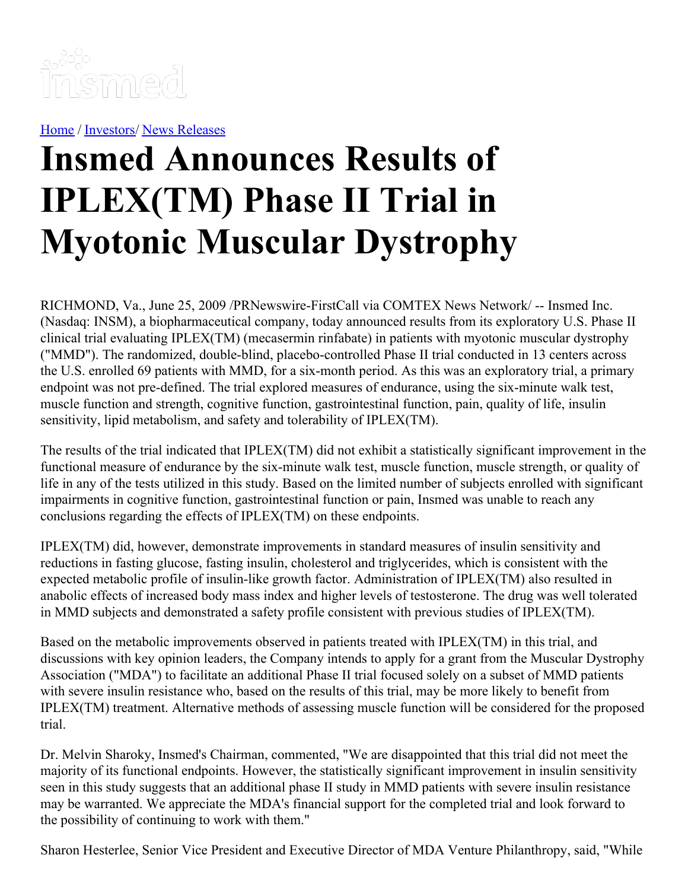Home / Investors/ News Releases

# Insmed Announces Results of IPLEX(TM) Phase II Trial in Myotonic Muscular Dystrophy

RICHMOND, Va., June 25, 2009 /PRNewswire-FirstCall via COMTEX News Network/ -- Insmed Inc. (Nasdaq: INSM), a biopharmaceutical company, today announced results from its exploratory U.S. Phase II clinical trial evaluating IPLEX(TM) (mecasermin rinfabate) in patients with myotonic muscular dystrophy ("MMD"). The randomized, double-blind, placebo-controlled Phase II trial conducted in 13 centers across the U.S. enrolled 69 patients with MMD, for a six-month period. As this was an exploratory trial, a primary endpoint was not pre-defined. The trial explored measures of endurance, using the six-minute walk test, muscle function and strength, cognitive function, gastrointestinal function, pain, quality of life, insulin sensitivity, lipid metabolism, and safety and tolerability of IPLEX(TM).

The results of the trial indicated that IPLEX(TM) did not exhibit a statistically significant improvement in the functional measure of endurance by the six-minute walk test, muscle function, muscle strength, or quality of life in any of the tests utilized in this study. Based on the limited number of subjects enrolled with significant impairments in cognitive function, gastrointestinal function or pain, Insmed was unable to reach any conclusions regarding the effects of IPLEX(TM) on these endpoints.

IPLEX(TM) did, however, demonstrate improvements in standard measures of insulin sensitivity and reductions in fasting glucose, fasting insulin, cholesterol and triglycerides, which is consistent with the expected metabolic profile of insulin-like growth factor. Administration of IPLEX(TM) also resulted in anabolic effects of increased body mass index and higher levels of testosterone. The drug was well tolerated in MMD subjects and demonstrated a safety profile consistent with previous studies of IPLEX(TM).

Based on the metabolic improvements observed in patients treated with IPLEX(TM) in this trial, and discussions with key opinion leaders, the Company intends to apply for a grant from the Muscular Dystrophy Association ("MDA") to facilitate an additional Phase II trial focused solely on a subset of MMD patients with severe insulin resistance who, based on the results of this trial, may be more likely to benefit from IPLEX(TM) treatment. Alternative methods of assessing muscle function will be considered for the proposed trial.

Dr. Melvin Sharoky, Insmed's Chairman, commented, "We are disappointed that this trial did not meet the majority of its functional endpoints. However, the statistically significant improvement in insulin sensitivity seen in this study suggests that an additional phase II study in MMD patients with severe insulin resistance may be warranted. We appreciate the MDA's financial support for the completed trial and look forward to the possibility of continuing to work with them."

Sharon Hesterlee, Senior Vice President and Executive Director of MDA Venture Philanthropy, said, "While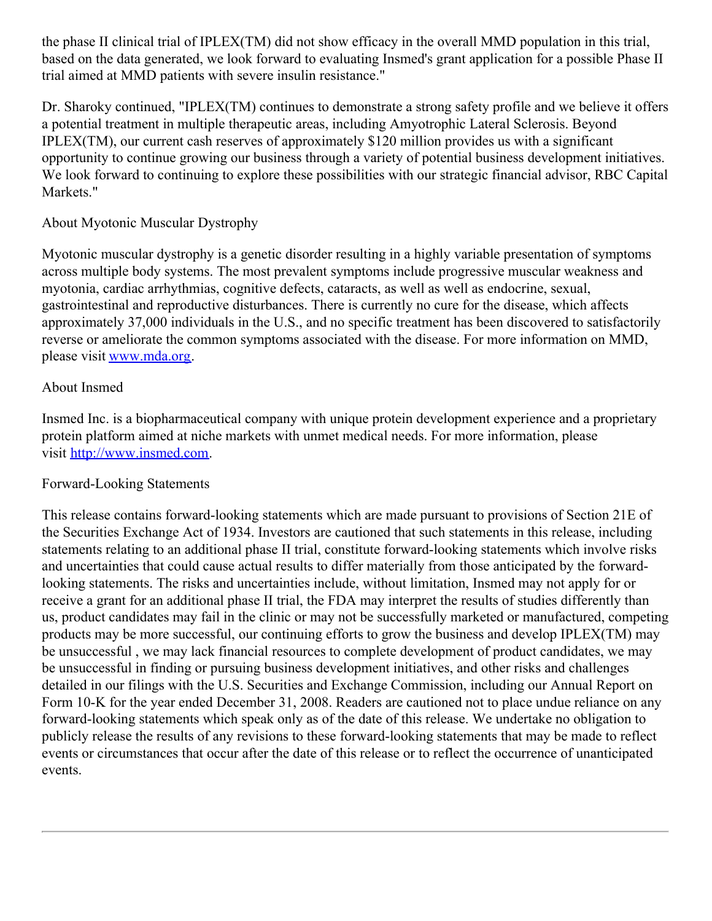the phase II clinical trial of IPLEX(TM) did not show efficacy in the overall MMD population in this trial, based on the data generated, we look forward to evaluating Insmed's grant application for a possible Phase II trial aimed at MMD patients with severe insulin resistance."

Dr. Sharoky continued, "IPLEX(TM) continues to demonstrate a strong safety profile and we believe it offers a potential treatment in multiple therapeutic areas, including Amyotrophic Lateral Sclerosis. Beyond IPLEX(TM), our current cash reserves of approximately $120 million provides us with a significant opportunity to continue growing our business through a variety of potential business development initiatives. We look forward to continuing to explore these possibilities with our strategic financial advisor, RBC Capital Markets."

About Myotonic Muscular Dystrophy

Myotonic muscular dystrophy is a genetic disorder resulting in a highly variable presentation of symptoms across multiple body systems. The most prevalent symptoms include progressive muscular weakness and myotonia, cardiac arrhythmias, cognitive defects, cataracts, as well as well as endocrine, sexual, gastrointestinal and reproductive disturbances. There is currently no cure for the disease, which affects approximately 37,000 individuals in the U.S., and no specific treatment has been discovered to satisfactorily reverse or ameliorate the common symptoms associated with the disease. For more information on MMD, please visit [www.mda.org](www.mda.org).

About Insmed

Insmed Inc. is a biopharmaceutical company with unique protein development experience and a proprietary protein platform aimed at niche markets with unmet medical needs. For more information, please visit [http://www.insmed.com](http://www.insmed.com).

Forward-Looking Statements

This release contains forward-looking statements which are made pursuant to provisions of Section 21E of the Securities Exchange Act of 1934. Investors are cautioned that such statements in this release, including statements relating to an additional phase II trial, constitute forward-looking statements which involve risks and uncertainties that could cause actual results to differ materially from those anticipated by the forward-looking statements. The risks and uncertainties include, without limitation, Insmed may not apply for or receive a grant for an additional phase II trial, the FDA may interpret the results of studies differently than us, product candidates may fail in the clinic or may not be successfully marketed or manufactured, competing products may be more successful, our continuing efforts to grow the business and develop IPLEX(TM) may be unsuccessful , we may lack financial resources to complete development of product candidates, we may be unsuccessful in finding or pursuing business development initiatives, and other risks and challenges detailed in our filings with the U.S. Securities and Exchange Commission, including our Annual Report on Form 10-K for the year ended December 31, 2008. Readers are cautioned not to place undue reliance on any forward-looking statements which speak only as of the date of this release. We undertake no obligation to publicly release the results of any revisions to these forward-looking statements that may be made to reflect events or circumstances that occur after the date of this release or to reflect the occurrence of unanticipated events.